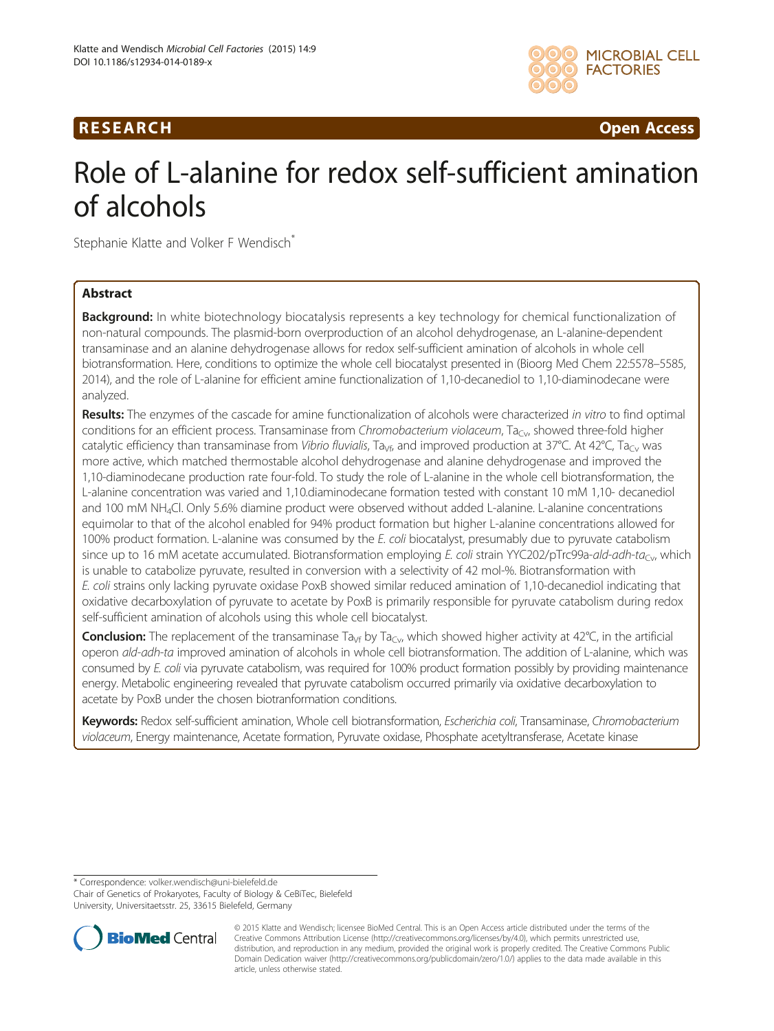**RESEARCH** **Open Access**

# Role of L-alanine for redox self-sufficient amination of alcohols

Stephanie Klatte and Volker F Wendisch*

## Abstract

**Background:** In white biotechnology biocatalysis represents a key technology for chemical functionalization of non-natural compounds. The plasmid-born overproduction of an alcohol dehydrogenase, an L-alanine-dependent transaminase and an alanine dehydrogenase allows for redox self-sufficient amination of alcohols in whole cell biotransformation. Here, conditions to optimize the whole cell biocatalyst presented in (Bioorg Med Chem 22:5578–5585, 2014), and the role of L-alanine for efficient amine functionalization of 1,10-decanediol to 1,10-diaminodecane were analyzed.

**Results:** The enzymes of the cascade for amine functionalization of alcohols were characterized *in vitro* to find optimal conditions for an efficient process. Transaminase from *Chromobacterium violaceum*, $Ta_{Cv}$, showed three-fold higher catalytic efficiency than transaminase from *Vibrio fluvialis*, $Ta_{Vf}$, and improved production at 37°C. At 42°C, $Ta_{Cv}$ was more active, which matched thermostable alcohol dehydrogenase and alanine dehydrogenase and improved the 1,10-diaminodecane production rate four-fold. To study the role of L-alanine in the whole cell biotransformation, the L-alanine concentration was varied and 1,10.diaminodecane formation tested with constant 10 mM 1,10- decanediol and 100 mM $NH_4Cl$. Only 5.6% diamine product were observed without added L-alanine. L-alanine concentrations equimolar to that of the alcohol enabled for 94% product formation but higher L-alanine concentrations allowed for 100% product formation. L-alanine was consumed by the *E. coli* biocatalyst, presumably due to pyruvate catabolism since up to 16 mM acetate accumulated. Biotransformation employing *E. coli* strain YYC202/pTrc99a-*ald-adh-ta*$_{Cv}$, which is unable to catabolize pyruvate, resulted in conversion with a selectivity of 42 mol-%. Biotransformation with *E. coli* strains only lacking pyruvate oxidase PoxB showed similar reduced amination of 1,10-decanediol indicating that oxidative decarboxylation of pyruvate to acetate by PoxB is primarily responsible for pyruvate catabolism during redox self-sufficient amination of alcohols using this whole cell biocatalyst.

**Conclusion:** The replacement of the transaminase $Ta_{Vf}$ by $Ta_{Cv}$, which showed higher activity at 42°C, in the artificial operon *ald-adh-ta* improved amination of alcohols in whole cell biotransformation. The addition of L-alanine, which was consumed by *E. coli* via pyruvate catabolism, was required for 100% product formation possibly by providing maintenance energy. Metabolic engineering revealed that pyruvate catabolism occurred primarily via oxidative decarboxylation to acetate by PoxB under the chosen biotranformation conditions.

**Keywords:** Redox self-sufficient amination, Whole cell biotransformation, *Escherichia coli*, Transaminase, *Chromobacterium violaceum*, Energy maintenance, Acetate formation, Pyruvate oxidase, Phosphate acetyltransferase, Acetate kinase

---

\* Correspondence: volker.wendisch@uni-bielefeld.de
Chair of Genetics of Prokaryotes, Faculty of Biology & CeBiTec, Bielefeld University, Universitaetsstr. 25, 33615 Bielefeld, Germany

© 2015 Klatte and Wendisch; licensee BioMed Central. This is an Open Access article distributed under the terms of the Creative Commons Attribution License (http://creativecommons.org/licenses/by/4.0), which permits unrestricted use, distribution, and reproduction in any medium, provided the original work is properly credited. The Creative Commons Public Domain Dedication waiver (http://creativecommons.org/publicdomain/zero/1.0/) applies to the data made available in this article, unless otherwise stated.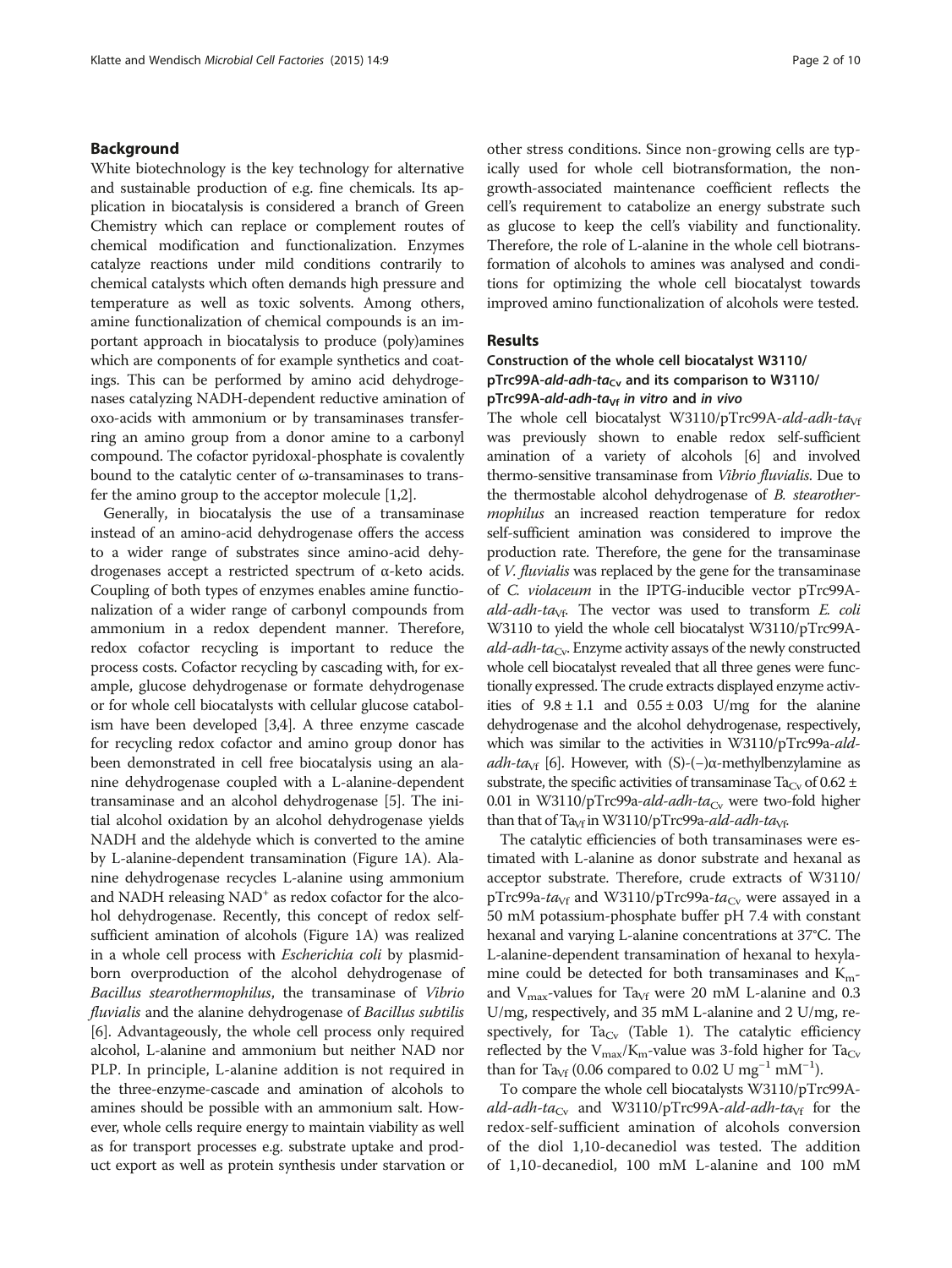## Background

White biotechnology is the key technology for alternative and sustainable production of e.g. fine chemicals. Its application in biocatalysis is considered a branch of Green Chemistry which can replace or complement routes of chemical modification and functionalization. Enzymes catalyze reactions under mild conditions contrarily to chemical catalysts which often demands high pressure and temperature as well as toxic solvents. Among others, amine functionalization of chemical compounds is an important approach in biocatalysis to produce (poly)amines which are components of for example synthetics and coatings. This can be performed by amino acid dehydrogenases catalyzing NADH-dependent reductive amination of oxo-acids with ammonium or by transaminases transferring an amino group from a donor amine to a carbonyl compound. The cofactor pyridoxal-phosphate is covalently bound to the catalytic center of ω-transaminases to transfer the amino group to the acceptor molecule [1,2].

Generally, in biocatalysis the use of a transaminase instead of an amino-acid dehydrogenase offers the access to a wider range of substrates since amino-acid dehydrogenases accept a restricted spectrum of α-keto acids. Coupling of both types of enzymes enables amine functionalization of a wider range of carbonyl compounds from ammonium in a redox dependent manner. Therefore, redox cofactor recycling is important to reduce the process costs. Cofactor recycling by cascading with, for example, glucose dehydrogenase or formate dehydrogenase or for whole cell biocatalysts with cellular glucose catabolism have been developed [3,4]. A three enzyme cascade for recycling redox cofactor and amino group donor has been demonstrated in cell free biocatalysis using an alanine dehydrogenase coupled with a L-alanine-dependent transaminase and an alcohol dehydrogenase [5]. The initial alcohol oxidation by an alcohol dehydrogenase yields NADH and the aldehyde which is converted to the amine by L-alanine-dependent transamination (Figure 1A). Alanine dehydrogenase recycles L-alanine using ammonium and NADH releasing $NAD^+$ as redox cofactor for the alcohol dehydrogenase. Recently, this concept of redox self-sufficient amination of alcohols (Figure 1A) was realized in a whole cell process with *Escherichia coli* by plasmid-born overproduction of the alcohol dehydrogenase of *Bacillus stearothermophilus*, the transaminase of *Vibrio fluvialis* and the alanine dehydrogenase of *Bacillus subtilis* [6]. Advantageously, the whole cell process only required alcohol, L-alanine and ammonium but neither NAD nor PLP. In principle, L-alanine addition is not required in the three-enzyme-cascade and amination of alcohols to amines should be possible with an ammonium salt. However, whole cells require energy to maintain viability as well as for transport processes e.g. substrate uptake and product export as well as protein synthesis under starvation or other stress conditions. Since non-growing cells are typically used for whole cell biotransformation, the non-growth-associated maintenance coefficient reflects the cell's requirement to catabolize an energy substrate such as glucose to keep the cell's viability and functionality. Therefore, the role of L-alanine in the whole cell biotransformation of alcohols to amines was analysed and conditions for optimizing the whole cell biocatalyst towards improved amino functionalization of alcohols were tested.

## Results

### Construction of the whole cell biocatalyst W3110/pTrc99A-*ald-adh-ta*$_{Cv}$ and its comparison to W3110/pTrc99A-*ald-adh-ta*$_{Vf}$ *in vitro* and *in vivo*

The whole cell biocatalyst W3110/pTrc99A-*ald-adh-ta*$_{Vf}$ was previously shown to enable redox self-sufficient amination of a variety of alcohols [6] and involved thermo-sensitive transaminase from *Vibrio fluvialis*. Due to the thermostable alcohol dehydrogenase of *B. stearothermophilus* an increased reaction temperature for redox self-sufficient amination was considered to improve the production rate. Therefore, the gene for the transaminase of *V. fluvialis* was replaced by the gene for the transaminase of *C. violaceum* in the IPTG-inducible vector pTrc99A-*ald-adh-ta*$_{Vf}$. The vector was used to transform *E. coli* W3110 to yield the whole cell biocatalyst W3110/pTrc99A-*ald-adh-ta*$_{Cv}$. Enzyme activity assays of the newly constructed whole cell biocatalyst revealed that all three genes were functionally expressed. The crude extracts displayed enzyme activities of 9.8 ± 1.1 and 0.55 ± 0.03 U/mg for the alanine dehydrogenase and the alcohol dehydrogenase, respectively, which was similar to the activities in W3110/pTrc99a-*ald-adh-ta*$_{Vf}$ [6]. However, with (S)-(−)α-methylbenzylamine as substrate, the specific activities of transaminase Ta$_{Cv}$ of 0.62 ± 0.01 in W3110/pTrc99a-*ald-adh-ta*$_{Cv}$ were two-fold higher than that of Ta$_{Vf}$ in W3110/pTrc99a-*ald-adh-ta*$_{Vf}$.

The catalytic efficiencies of both transaminases were estimated with L-alanine as donor substrate and hexanal as acceptor substrate. Therefore, crude extracts of W3110/pTrc99a-*ta*$_{Vf}$ and W3110/pTrc99a-*ta*$_{Cv}$ were assayed in a 50 mM potassium-phosphate buffer pH 7.4 with constant hexanal and varying L-alanine concentrations at 37°C. The L-alanine-dependent transamination of hexanal to hexylamine could be detected for both transaminases and $K_m$- and $V_{max}$-values for Ta$_{Vf}$ were 20 mM L-alanine and 0.3 U/mg, respectively, and 35 mM L-alanine and 2 U/mg, respectively, for Ta$_{Cv}$ (Table 1). The catalytic efficiency reflected by the $V_{max}/K_m$-value was 3-fold higher for Ta$_{Cv}$ than for Ta$_{Vf}$ (0.06 compared to 0.02 U $mg^{-1}$ $mM^{-1}$).

To compare the whole cell biocatalysts W3110/pTrc99A-*ald-adh-ta*$_{Cv}$ and W3110/pTrc99A-*ald-adh-ta*$_{Vf}$ for the redox-self-sufficient amination of alcohols conversion of the diol 1,10-decanediol was tested. The addition of 1,10-decanediol, 100 mM L-alanine and 100 mM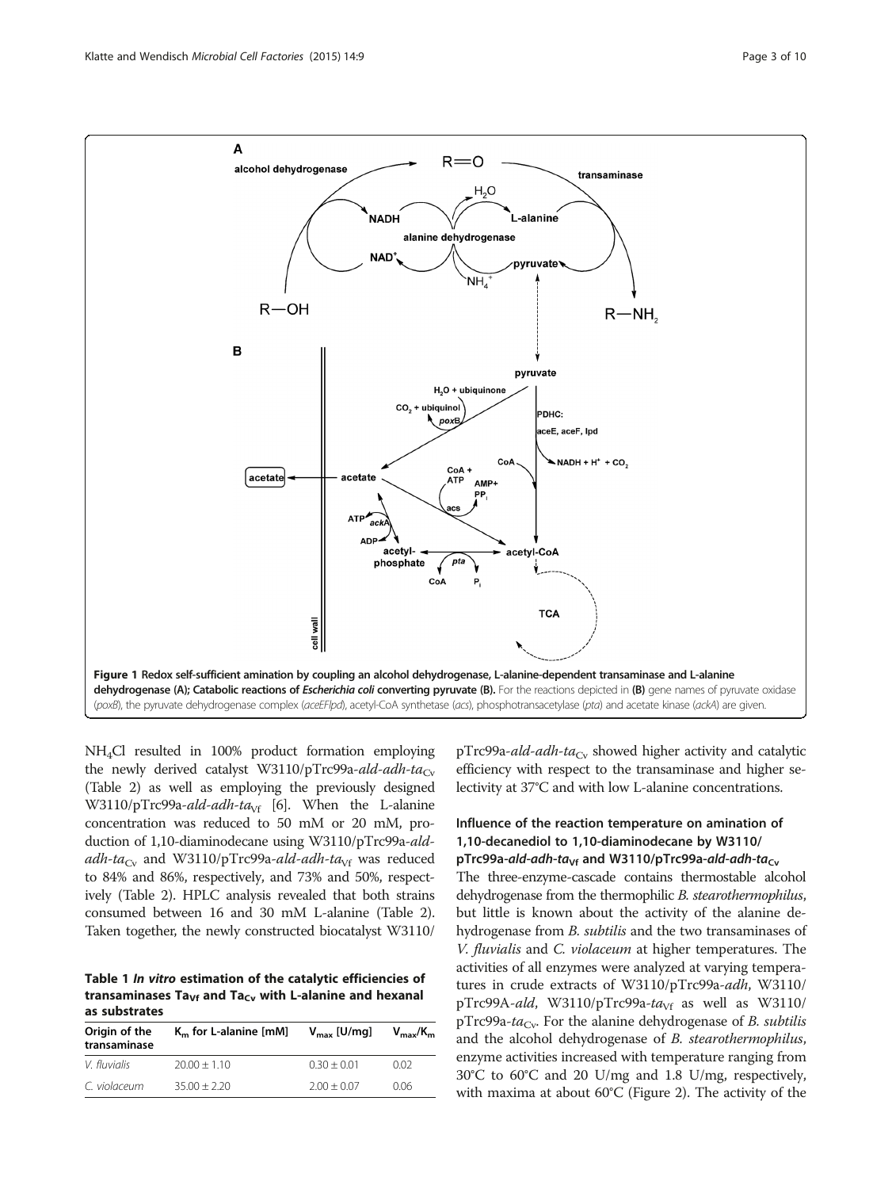**Figure 1 Redox self-sufficient amination by coupling an alcohol dehydrogenase, L-alanine-dependent transaminase and L-alanine dehydrogenase (A); Catabolic reactions of *Escherichia coli* converting pyruvate (B).** For the reactions depicted in (B) gene names of pyruvate oxidase (*poxB*), the pyruvate dehydrogenase complex (*aceEFlpd*), acetyl-CoA synthetase (*acs*), phosphotransacetylase (*pta*) and acetate kinase (*ackA*) are given.

$NH_4Cl$ resulted in 100% product formation employing the newly derived catalyst W3110/pTrc99a-*ald-adh-ta*$_{Cv}$ (Table 2) as well as employing the previously designed W3110/pTrc99a-*ald-adh-ta*$_{Vf}$ [6]. When the L-alanine concentration was reduced to 50 mM or 20 mM, production of 1,10-diaminodecane using W3110/pTrc99a-*ald-adh-ta*$_{Cv}$ and W3110/pTrc99a-*ald-adh-ta*$_{Vf}$ was reduced to 84% and 86%, respectively, and 73% and 50%, respectively (Table 2). HPLC analysis revealed that both strains consumed between 16 and 30 mM L-alanine (Table 2). Taken together, the newly constructed biocatalyst W3110/pTrc99a-*ald-adh-ta*$_{Cv}$ showed higher activity and catalytic efficiency with respect to the transaminase and higher selectivity at 37°C and with low L-alanine concentrations.

**Table 1 *In vitro* estimation of the catalytic efficiencies of transaminases Ta$_{Vf}$ and Ta$_{Cv}$ with L-alanine and hexanal as substrates**

| Origin of the transaminase | $K_m$ for L-alanine [mM] | $V_{max}$ [U/mg] | $V_{max}/K_m$ |
|---|---|---|---|
| *V. fluvialis* | 20.00 ± 1.10 | 0.30 ± 0.01 | 0.02 |
| *C. violaceum* | 35.00 ± 2.20 | 2.00 ± 0.07 | 0.06 |

### Influence of the reaction temperature on amination of 1,10-decanediol to 1,10-diaminodecane by W3110/pTrc99a-*ald-adh-ta*$_{Vf}$ and W3110/pTrc99a-*ald-adh-ta*$_{Cv}$

The three-enzyme-cascade contains thermostable alcohol dehydrogenase from the thermophilic *B. stearothermophilus*, but little is known about the activity of the alanine dehydrogenase from *B. subtilis* and the two transaminases of *V. fluvialis* and *C. violaceum* at higher temperatures. The activities of all enzymes were analyzed at varying temperatures in crude extracts of W3110/pTrc99a-*adh*, W3110/pTrc99A-*ald*, W3110/pTrc99a-*ta*$_{Vf}$ as well as W3110/pTrc99a-*ta*$_{Cv}$. For the alanine dehydrogenase of *B. subtilis* and the alcohol dehydrogenase of *B. stearothermophilus*, enzyme activities increased with temperature ranging from 30°C to 60°C and 20 U/mg and 1.8 U/mg, respectively, with maxima at about 60°C (Figure 2). The activity of the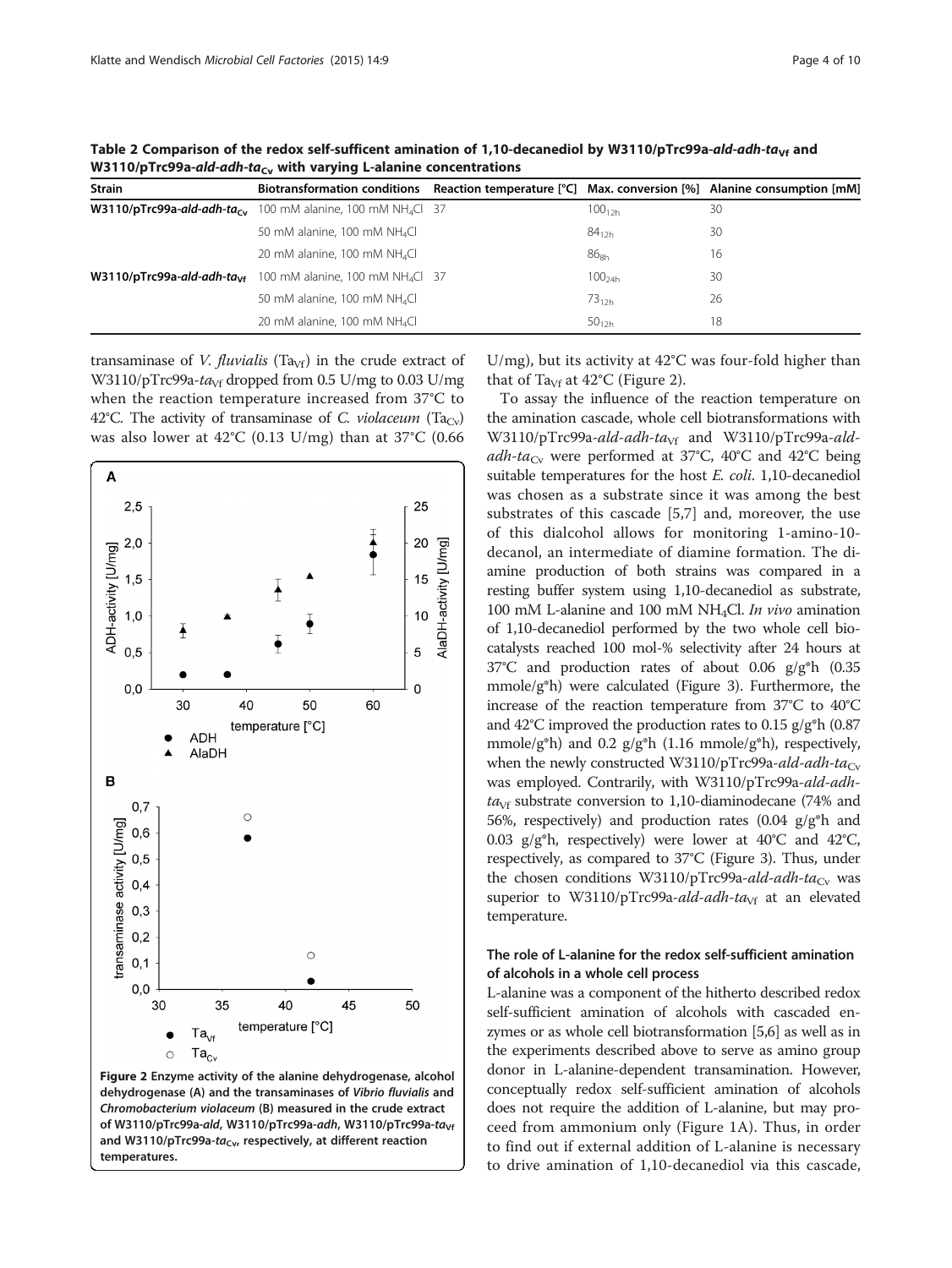**Table 2 Comparison of the redox self-sufficent amination of 1,10-decanediol by W3110/pTrc99a-*ald-adh-ta*$_{Vf}$ and W3110/pTrc99a-*ald-adh-ta*$_{Cv}$ with varying L-alanine concentrations**

| Strain | Biotransformation conditions | Reaction temperature [°C] | Max. conversion [%] | Alanine consumption [mM] |
|---|---|---|---|---|
| **W3110/pTrc99a-*ald-adh-ta*$_{Cv}$** | 100 mM alanine, 100 mM $NH_4Cl$ | 37 | $100_{12h}$ | 30 |
| | 50 mM alanine, 100 mM $NH_4Cl$ | | $84_{12h}$ | 30 |
| | 20 mM alanine, 100 mM $NH_4Cl$ | | $86_{8h}$ | 16 |
| **W3110/pTrc99a-*ald-adh-ta*$_{Vf}$** | 100 mM alanine, 100 mM $NH_4Cl$ | 37 | $100_{24h}$ | 30 |
| | 50 mM alanine, 100 mM $NH_4Cl$ | | $73_{12h}$ | 26 |
| | 20 mM alanine, 100 mM $NH_4Cl$ | | $50_{12h}$ | 18 |

transaminase of *V. fluvialis* ($Ta_{Vf}$) in the crude extract of W3110/pTrc99a-*ta*$_{Vf}$ dropped from 0.5 U/mg to 0.03 U/mg when the reaction temperature increased from 37°C to 42°C. The activity of transaminase of *C. violaceum* ($Ta_{Cv}$) was also lower at 42°C (0.13 U/mg) than at 37°C (0.66 U/mg), but its activity at 42°C was four-fold higher than that of $Ta_{Vf}$ at 42°C (Figure 2).

**Figure 2 Enzyme activity of the alanine dehydrogenase, alcohol dehydrogenase (A) and the transaminases of *Vibrio fluvialis* and *Chromobacterium violaceum* (B) measured in the crude extract of W3110/pTrc99a-*ald*, W3110/pTrc99a-*adh*, W3110/pTrc99a-*ta*$_{Vf}$ and W3110/pTrc99a-*ta*$_{Cv}$, respectively, at different reaction temperatures.**

To assay the influence of the reaction temperature on the amination cascade, whole cell biotransformations with W3110/pTrc99a-*ald-adh-ta*$_{Vf}$ and W3110/pTrc99a-*ald-adh-ta*$_{Cv}$ were performed at 37°C, 40°C and 42°C being suitable temperatures for the host *E. coli*. 1,10-decanediol was chosen as a substrate since it was among the best substrates of this cascade [5,7] and, moreover, the use of this dialcohol allows for monitoring 1-amino-10-decanol, an intermediate of diamine formation. The diamine production of both strains was compared in a resting buffer system using 1,10-decanediol as substrate, 100 mM L-alanine and 100 mM $NH_4Cl$. *In vivo* amination of 1,10-decanediol performed by the two whole cell biocatalysts reached 100 mol-% selectivity after 24 hours at 37°C and production rates of about 0.06 g/g*h (0.35 mmole/g*h) were calculated (Figure 3). Furthermore, the increase of the reaction temperature from 37°C to 40°C and 42°C improved the production rates to 0.15 g/g*h (0.87 mmole/g*h) and 0.2 g/g*h (1.16 mmole/g*h), respectively, when the newly constructed W3110/pTrc99a-*ald-adh-ta*$_{Cv}$ was employed. Contrarily, with W3110/pTrc99a-*ald-adh-ta*$_{Vf}$ substrate conversion to 1,10-diaminodecane (74% and 56%, respectively) and production rates (0.04 g/g*h and 0.03 g/g*h, respectively) were lower at 40°C and 42°C, respectively, as compared to 37°C (Figure 3). Thus, under the chosen conditions W3110/pTrc99a-*ald-adh-ta*$_{Cv}$ was superior to W3110/pTrc99a-*ald-adh-ta*$_{Vf}$ at an elevated temperature.

### The role of L-alanine for the redox self-sufficient amination of alcohols in a whole cell process

L-alanine was a component of the hitherto described redox self-sufficient amination of alcohols with cascaded enzymes or as whole cell biotransformation [5,6] as well as in the experiments described above to serve as amino group donor in L-alanine-dependent transamination. However, conceptually redox self-sufficient amination of alcohols does not require the addition of L-alanine, but may proceed from ammonium only (Figure 1A). Thus, in order to find out if external addition of L-alanine is necessary to drive amination of 1,10-decanediol via this cascade,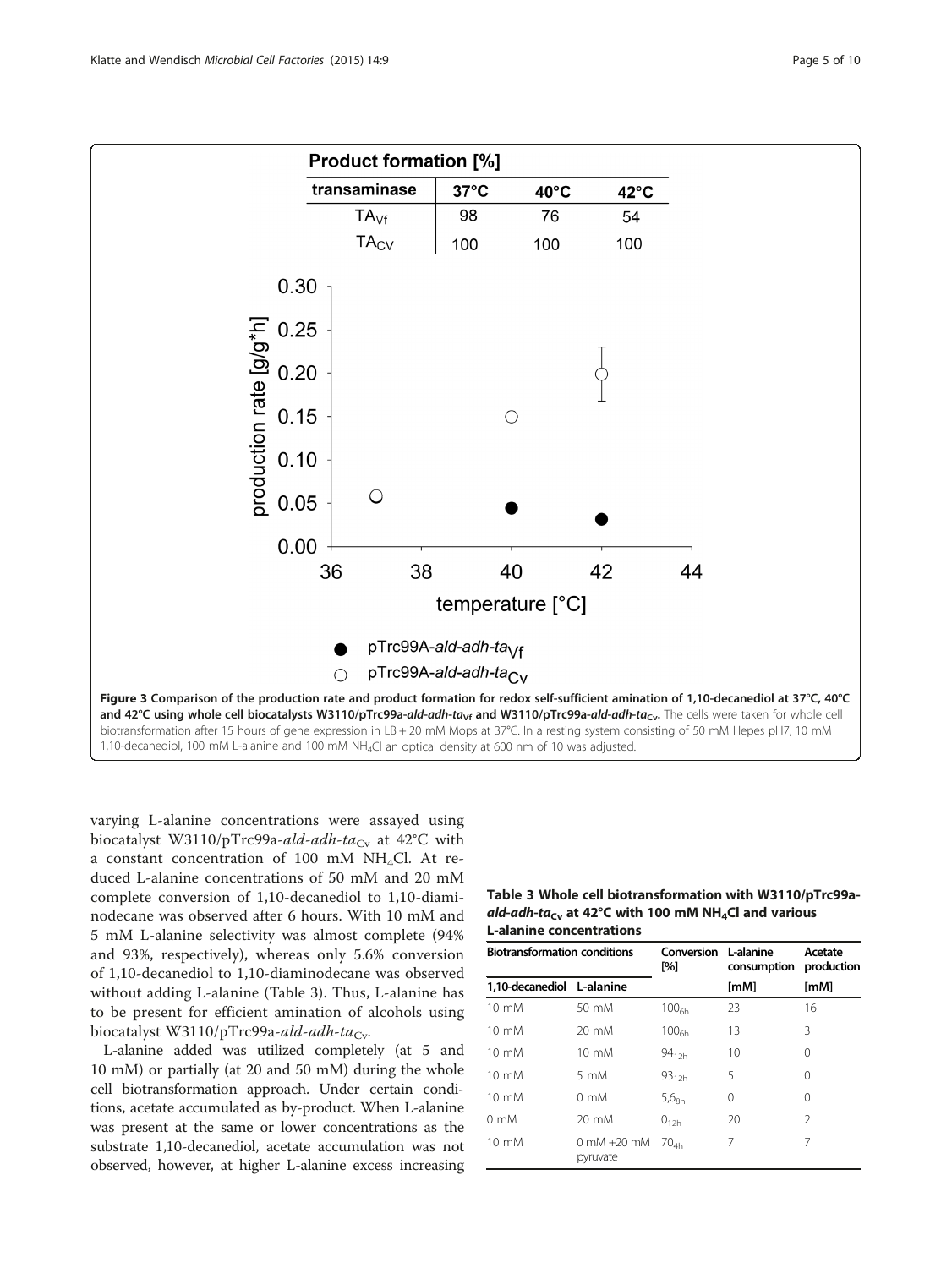**Product formation [%]**

| transaminase | 37°C | 40°C | 42°C |
|---|---|---|---|
| $TA_{Vf}$ | 98 | 76 | 54 |
| $TA_{CV}$ | 100 | 100 | 100 |

**Figure 3 Comparison of the production rate and product formation for redox self-sufficient amination of 1,10-decanediol at 37°C, 40°C and 42°C using whole cell biocatalysts W3110/pTrc99a-*ald-adh-ta*$_{Vf}$ and W3110/pTrc99a-*ald-adh-ta*$_{Cv}$.** The cells were taken for whole cell biotransformation after 15 hours of gene expression in LB + 20 mM Mops at 37°C. In a resting system consisting of 50 mM Hepes pH7, 10 mM 1,10-decanediol, 100 mM L-alanine and 100 mM $NH_4Cl$ an optical density at 600 nm of 10 was adjusted.

varying L-alanine concentrations were assayed using biocatalyst W3110/pTrc99a-*ald-adh-ta*$_{Cv}$ at 42°C with a constant concentration of 100 mM $NH_4Cl$. At reduced L-alanine concentrations of 50 mM and 20 mM complete conversion of 1,10-decanediol to 1,10-diaminodecane was observed after 6 hours. With 10 mM and 5 mM L-alanine selectivity was almost complete (94% and 93%, respectively), whereas only 5.6% conversion of 1,10-decanediol to 1,10-diaminodecane was observed without adding L-alanine (Table 3). Thus, L-alanine has to be present for efficient amination of alcohols using biocatalyst W3110/pTrc99a-*ald-adh-ta*$_{Cv}$.

L-alanine added was utilized completely (at 5 and 10 mM) or partially (at 20 and 50 mM) during the whole cell biotransformation approach. Under certain conditions, acetate accumulated as by-product. When L-alanine was present at the same or lower concentrations as the substrate 1,10-decanediol, acetate accumulation was not observed, however, at higher L-alanine excess increasing

**Table 3 Whole cell biotransformation with W3110/pTrc99a-*ald-adh-ta*$_{Cv}$ at 42°C with 100 mM $NH_4Cl$ and various L-alanine concentrations**

| Biotransformation conditions | | Conversion [%] | L-alanine consumption | Acetate production |
|---|---|---|---|---|
| 1,10-decanediol | L-alanine | | [mM] | [mM] |
| 10 mM | 50 mM | $100_{6h}$ | 23 | 16 |
| 10 mM | 20 mM | $100_{6h}$ | 13 | 3 |
| 10 mM | 10 mM | $94_{12h}$ | 10 | 0 |
| 10 mM | 5 mM | $93_{12h}$ | 5 | 0 |
| 10 mM | 0 mM | $5{,}6_{8h}$ | 0 | 0 |
| 0 mM | 20 mM | $0_{12h}$ | 20 | 2 |
| 10 mM | 0 mM +20 mM pyruvate | $70_{4h}$ | 7 | 7 |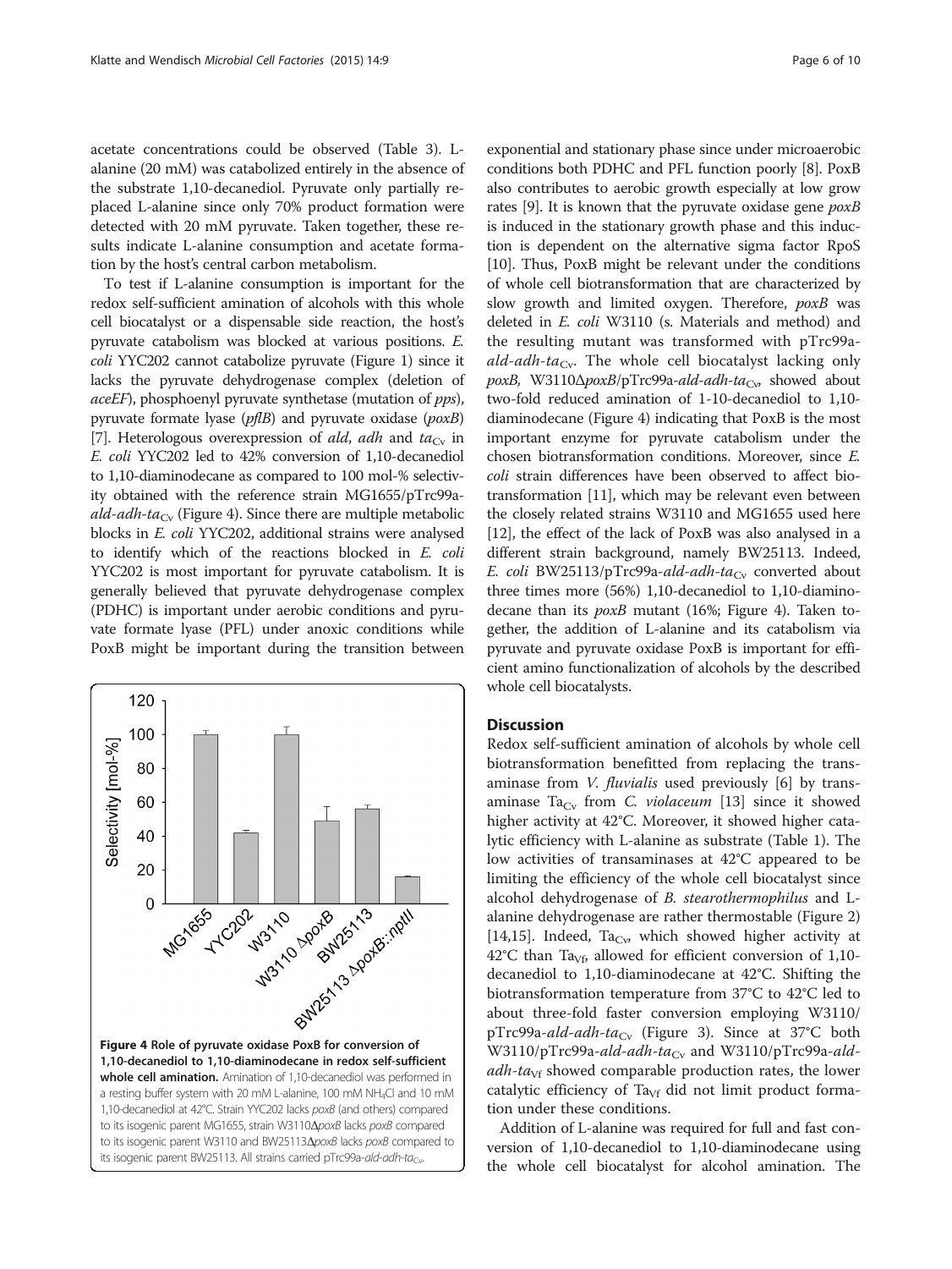acetate concentrations could be observed (Table 3). L-alanine (20 mM) was catabolized entirely in the absence of the substrate 1,10-decanediol. Pyruvate only partially replaced L-alanine since only 70% product formation were detected with 20 mM pyruvate. Taken together, these results indicate L-alanine consumption and acetate formation by the host's central carbon metabolism.

To test if L-alanine consumption is important for the redox self-sufficient amination of alcohols with this whole cell biocatalyst or a dispensable side reaction, the host's pyruvate catabolism was blocked at various positions. *E. coli* YYC202 cannot catabolize pyruvate (Figure 1) since it lacks the pyruvate dehydrogenase complex (deletion of *aceEF*), phosphoenyl pyruvate synthetase (mutation of *pps*), pyruvate formate lyase (*pflB*) and pyruvate oxidase (*poxB*) [7]. Heterologous overexpression of *ald*, *adh* and $ta_{Cv}$ in *E. coli* YYC202 led to 42% conversion of 1,10-decanediol to 1,10-diaminodecane as compared to 100 mol-% selectivity obtained with the reference strain MG1655/pTrc99a-*ald-adh-*$ta_{Cv}$ (Figure 4). Since there are multiple metabolic blocks in *E. coli* YYC202, additional strains were analysed to identify which of the reactions blocked in *E. coli* YYC202 is most important for pyruvate catabolism. It is generally believed that pyruvate dehydrogenase complex (PDHC) is important under aerobic conditions and pyruvate formate lyase (PFL) under anoxic conditions while PoxB might be important during the transition between exponential and stationary phase since under microaerobic conditions both PDHC and PFL function poorly [8]. PoxB also contributes to aerobic growth especially at low grow rates [9]. It is known that the pyruvate oxidase gene *poxB* is induced in the stationary growth phase and this induction is dependent on the alternative sigma factor RpoS [10]. Thus, PoxB might be relevant under the conditions of whole cell biotransformation that are characterized by slow growth and limited oxygen. Therefore, *poxB* was deleted in *E. coli* W3110 (s. Materials and method) and the resulting mutant was transformed with pTrc99a-*ald-adh-*$ta_{Cv}$. The whole cell biocatalyst lacking only *poxB,* W3110Δ*poxB*/pTrc99a-*ald-adh-*$ta_{Cv}$, showed about two-fold reduced amination of 1-10-decanediol to 1,10-diaminodecane (Figure 4) indicating that PoxB is the most important enzyme for pyruvate catabolism under the chosen biotransformation conditions. Moreover, since *E. coli* strain differences have been observed to affect biotransformation [11], which may be relevant even between the closely related strains W3110 and MG1655 used here [12], the effect of the lack of PoxB was also analysed in a different strain background, namely BW25113. Indeed, *E. coli* BW25113/pTrc99a-*ald-adh-*$ta_{Cv}$ converted about three times more (56%) 1,10-decanediol to 1,10-diaminodecane than its *poxB* mutant (16%; Figure 4). Taken together, the addition of L-alanine and its catabolism via pyruvate and pyruvate oxidase PoxB is important for efficient amino functionalization of alcohols by the described whole cell biocatalysts.

**Figure 4 Role of pyruvate oxidase PoxB for conversion of 1,10-decanediol to 1,10-diaminodecane in redox self-sufficient whole cell amination.** Amination of 1,10-decanediol was performed in a resting buffer system with 20 mM L-alanine, 100 mM $NH_4Cl$ and 10 mM 1,10-decanediol at 42°C. Strain YYC202 lacks *poxB* (and others) compared to its isogenic parent MG1655, strain W3110Δ*poxB* lacks *poxB* compared to its isogenic parent W3110 and BW25113Δ*poxB* lacks *poxB* compared to its isogenic parent BW25113. All strains carried pTrc99a-*ald-adh-*$ta_{Cv}$.

## Discussion

Redox self-sufficient amination of alcohols by whole cell biotransformation benefitted from replacing the transaminase from *V. fluvialis* used previously [6] by transaminase $Ta_{Cv}$ from *C. violaceum* [13] since it showed higher activity at 42°C. Moreover, it showed higher catalytic efficiency with L-alanine as substrate (Table 1). The low activities of transaminases at 42°C appeared to be limiting the efficiency of the whole cell biocatalyst since alcohol dehydrogenase of *B. stearothermophilus* and L-alanine dehydrogenase are rather thermostable (Figure 2) [14,15]. Indeed, $Ta_{Cv}$, which showed higher activity at 42°C than $Ta_{Vf}$, allowed for efficient conversion of 1,10-decanediol to 1,10-diaminodecane at 42°C. Shifting the biotransformation temperature from 37°C to 42°C led to about three-fold faster conversion employing W3110/pTrc99a-*ald-adh-*$ta_{Cv}$ (Figure 3). Since at 37°C both W3110/pTrc99a-*ald-adh-*$ta_{Cv}$ and W3110/pTrc99a-*ald-adh-*$ta_{Vf}$ showed comparable production rates, the lower catalytic efficiency of $Ta_{Vf}$ did not limit product formation under these conditions.

Addition of L-alanine was required for full and fast conversion of 1,10-decanediol to 1,10-diaminodecane using the whole cell biocatalyst for alcohol amination. The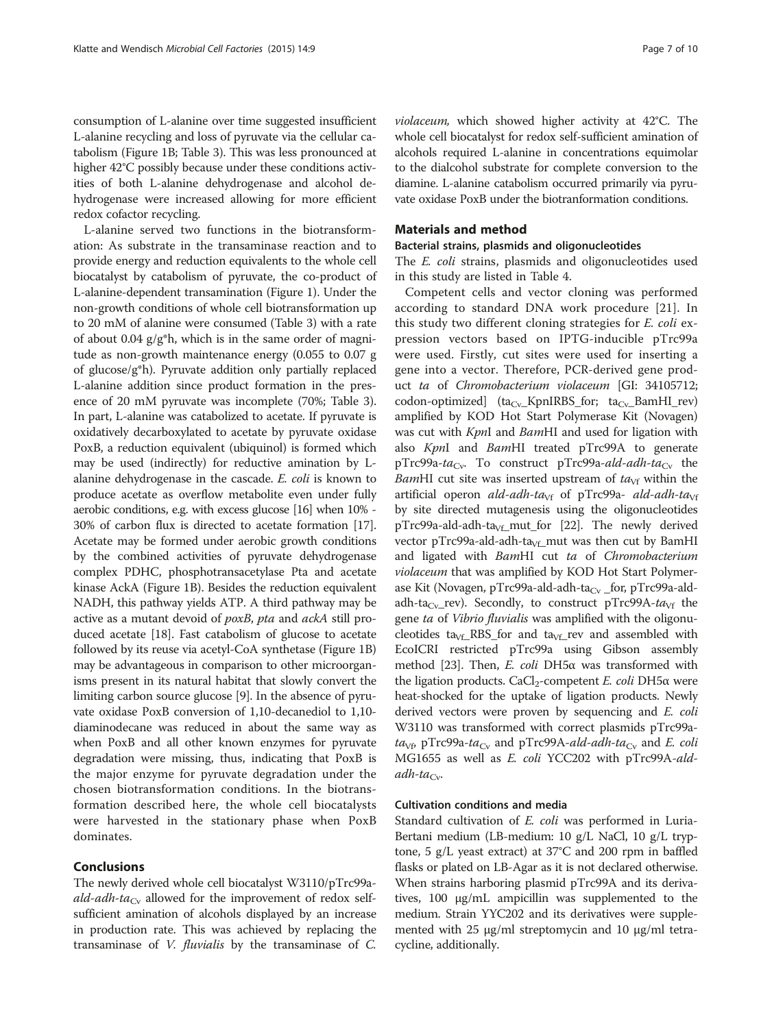consumption of L-alanine over time suggested insufficient L-alanine recycling and loss of pyruvate via the cellular catabolism (Figure 1B; Table 3). This was less pronounced at higher 42°C possibly because under these conditions activities of both L-alanine dehydrogenase and alcohol dehydrogenase were increased allowing for more efficient redox cofactor recycling.

L-alanine served two functions in the biotransformation: As substrate in the transaminase reaction and to provide energy and reduction equivalents to the whole cell biocatalyst by catabolism of pyruvate, the co-product of L-alanine-dependent transamination (Figure 1). Under the non-growth conditions of whole cell biotransformation up to 20 mM of alanine were consumed (Table 3) with a rate of about 0.04 g/g*h, which is in the same order of magnitude as non-growth maintenance energy (0.055 to 0.07 g of glucose/g*h). Pyruvate addition only partially replaced L-alanine addition since product formation in the presence of 20 mM pyruvate was incomplete (70%; Table 3). In part, L-alanine was catabolized to acetate. If pyruvate is oxidatively decarboxylated to acetate by pyruvate oxidase PoxB, a reduction equivalent (ubiquinol) is formed which may be used (indirectly) for reductive amination by L-alanine dehydrogenase in the cascade. *E. coli* is known to produce acetate as overflow metabolite even under fully aerobic conditions, e.g. with excess glucose [16] when 10% - 30% of carbon flux is directed to acetate formation [17]. Acetate may be formed under aerobic growth conditions by the combined activities of pyruvate dehydrogenase complex PDHC, phosphotransacetylase Pta and acetate kinase AckA (Figure 1B). Besides the reduction equivalent NADH, this pathway yields ATP. A third pathway may be active as a mutant devoid of *poxB*, *pta* and *ackA* still produced acetate [18]. Fast catabolism of glucose to acetate followed by its reuse via acetyl-CoA synthetase (Figure 1B) may be advantageous in comparison to other microorganisms present in its natural habitat that slowly convert the limiting carbon source glucose [9]. In the absence of pyruvate oxidase PoxB conversion of 1,10-decanediol to 1,10-diaminodecane was reduced in about the same way as when PoxB and all other known enzymes for pyruvate degradation were missing, thus, indicating that PoxB is the major enzyme for pyruvate degradation under the chosen biotransformation conditions. In the biotransformation described here, the whole cell biocatalysts were harvested in the stationary phase when PoxB dominates.

## Conclusions

The newly derived whole cell biocatalyst W3110/pTrc99a-*ald-adh-ta*$_{Cv}$ allowed for the improvement of redox self-sufficient amination of alcohols displayed by an increase in production rate. This was achieved by replacing the transaminase of *V. fluvialis* by the transaminase of *C. violaceum*, which showed higher activity at 42°C. The whole cell biocatalyst for redox self-sufficient amination of alcohols required L-alanine in concentrations equimolar to the dialcohol substrate for complete conversion to the diamine. L-alanine catabolism occurred primarily via pyruvate oxidase PoxB under the biotranformation conditions.

## Materials and method

### Bacterial strains, plasmids and oligonucleotides

The *E. coli* strains, plasmids and oligonucleotides used in this study are listed in Table 4.

Competent cells and vector cloning was performed according to standard DNA work procedure [21]. In this study two different cloning strategies for *E. coli* expression vectors based on IPTG-inducible pTrc99a were used. Firstly, cut sites were used for inserting a gene into a vector. Therefore, PCR-derived gene product *ta* of *Chromobacterium violaceum* [GI: 34105712; codon-optimized] (ta$_{Cv}$_KpnIRBS_for; ta$_{Cv}$_BamHI_rev) amplified by KOD Hot Start Polymerase Kit (Novagen) was cut with *Kpn*I and *Bam*HI and used for ligation with also *Kpn*I and *Bam*HI treated pTrc99A to generate pTrc99a-*ta*$_{Cv}$. To construct pTrc99a-*ald-adh-ta*$_{Cv}$ the *Bam*HI cut site was inserted upstream of *ta*$_{Vf}$ within the artificial operon *ald-adh-ta*$_{Vf}$ of pTrc99a- *ald-adh-ta*$_{Vf}$ by site directed mutagenesis using the oligonucleotides pTrc99a-ald-adh-ta$_{Vf}$_mut_for [22]. The newly derived vector pTrc99a-ald-adh-ta$_{Vf}$_mut was then cut by BamHI and ligated with *Bam*HI cut *ta* of *Chromobacterium violaceum* that was amplified by KOD Hot Start Polymerase Kit (Novagen, pTrc99a-ald-adh-ta$_{Cv}$ _for, pTrc99a-ald-adh-ta$_{Cv}$_rev). Secondly, to construct pTrc99A-*ta*$_{Vf}$ the gene *ta* of *Vibrio fluvialis* was amplified with the oligonucleotides ta$_{Vf}$_RBS_for and ta$_{Vf}$_rev and assembled with EcoICRI restricted pTrc99a using Gibson assembly method [23]. Then, *E. coli* DH5α was transformed with the ligation products. $CaCl_2$-competent *E. coli* DH5α were heat-shocked for the uptake of ligation products. Newly derived vectors were proven by sequencing and *E. coli* W3110 was transformed with correct plasmids pTrc99a-*ta*$_{Vf}$, pTrc99a-*ta*$_{Cv}$ and pTrc99A-*ald-adh-ta*$_{Cv}$ and *E. coli* MG1655 as well as *E. coli* YCC202 with pTrc99A-*ald-adh-ta*$_{Cv}$.

### Cultivation conditions and media

Standard cultivation of *E. coli* was performed in Luria-Bertani medium (LB-medium: 10 g/L NaCl, 10 g/L tryptone, 5 g/L yeast extract) at 37°C and 200 rpm in baffled flasks or plated on LB-Agar as it is not declared otherwise. When strains harboring plasmid pTrc99A and its derivatives, 100 μg/mL ampicillin was supplemented to the medium. Strain YYC202 and its derivatives were supplemented with 25 μg/ml streptomycin and 10 μg/ml tetracycline, additionally.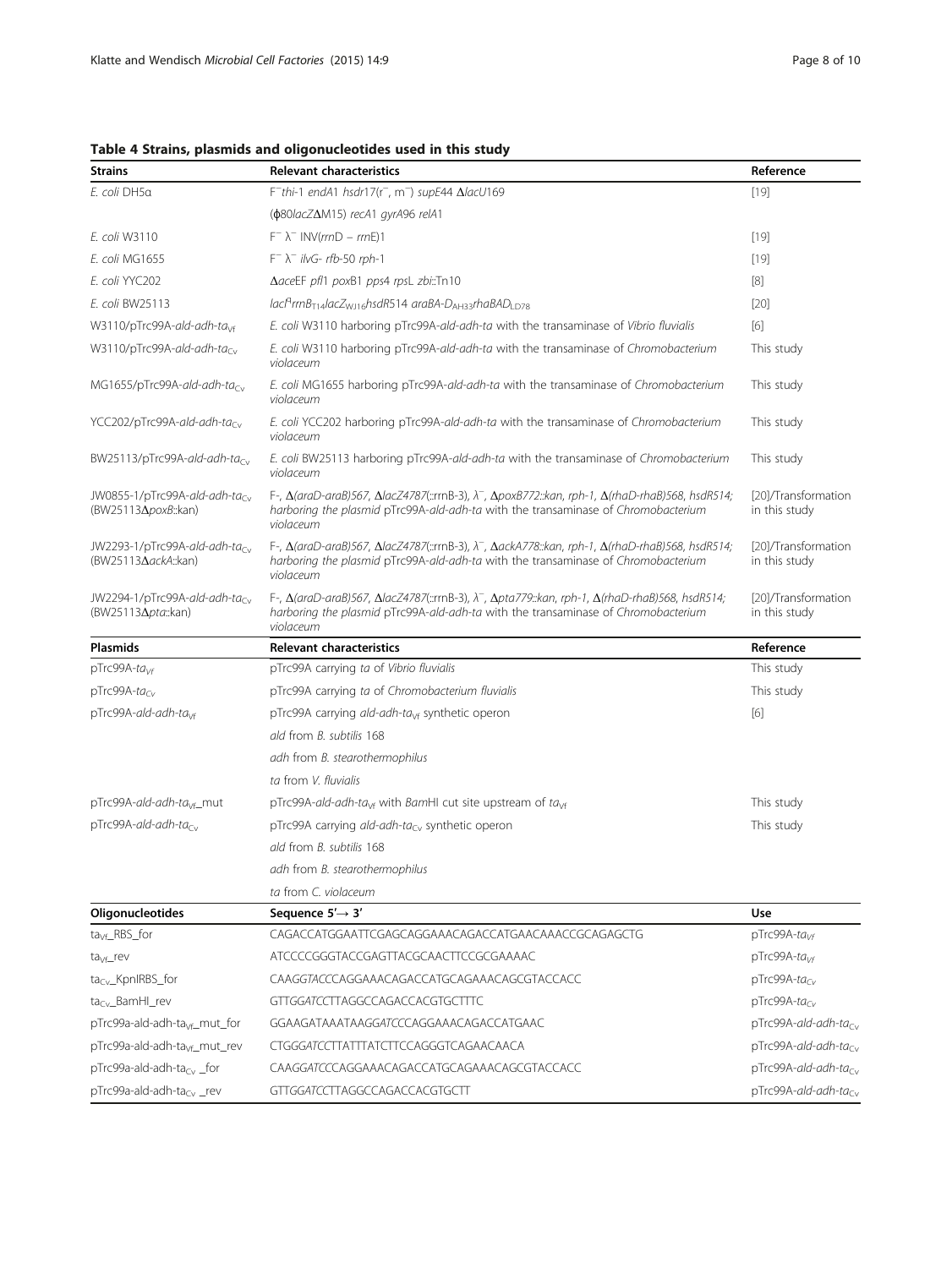**Table 4 Strains, plasmids and oligonucleotides used in this study**

| Strains | Relevant characteristics | Reference |
|---|---|---|
| *E. coli* DH5α | F⁻*thi*-1 *endA*1 *hsdr*17(r⁻, m⁻) *supE*44 Δ*lacU*169 (ϕ80*lacZ*ΔM15) *recA*1 *gyrA*96 *relA*1 | [19] |
| *E. coli* W3110 | F⁻ λ⁻ INV(*rrnD* – *rrnE*)1 | [19] |
| *E. coli* MG1655 | F⁻ λ⁻ *ilvG*- *rfb*-50 *rph*-1 | [19] |
| *E. coli* YYC202 | Δ*aceEF pfl*1 *poxB*1 *pps*4 *rpsL zbi*::Tn10 | [8] |
| *E. coli* BW25113 | *lacI*$^{q}$*rrnB*$_{T14}$*lacZ*$_{WJ16}$*hsdR*514 *araBA-D*$_{AH33}$*rhaBAD*$_{LD78}$ | [20] |
| W3110/pTrc99A-*ald-adh-ta*$_{Vf}$ | *E. coli* W3110 harboring pTrc99A-*ald-adh-ta* with the transaminase of *Vibrio fluvialis* | [6] |
| W3110/pTrc99A-*ald-adh-ta*$_{Cv}$ | *E. coli* W3110 harboring pTrc99A-*ald-adh-ta* with the transaminase of *Chromobacterium violaceum* | This study |
| MG1655/pTrc99A-*ald-adh-ta*$_{Cv}$ | *E. coli* MG1655 harboring pTrc99A-*ald-adh-ta* with the transaminase of *Chromobacterium violaceum* | This study |
| YCC202/pTrc99A-*ald-adh-ta*$_{Cv}$ | *E. coli* YCC202 harboring pTrc99A-*ald-adh-ta* with the transaminase of *Chromobacterium violaceum* | This study |
| BW25113/pTrc99A-*ald-adh-ta*$_{Cv}$ | *E. coli* BW25113 harboring pTrc99A-*ald-adh-ta* with the transaminase of *Chromobacterium violaceum* | This study |
| JW0855-1/pTrc99A-*ald-adh-ta*$_{Cv}$ (BW25113Δ*poxB*::kan) | F-, Δ*(araD-araB)567*, Δ*lacZ4787*(::rrnB-3), λ⁻, Δ*poxB772::kan*, *rph-1*, Δ*(rhaD-rhaB)568*, *hsdR514*; harboring the plasmid pTrc99A-*ald-adh-ta* with the transaminase of *Chromobacterium violaceum* | [20]/Transformation in this study |
| JW2293-1/pTrc99A-*ald-adh-ta*$_{Cv}$ (BW25113Δ*ackA*::kan) | F-, Δ*(araD-araB)567*, Δ*lacZ4787*(::rrnB-3), λ⁻, Δ*ackA778::kan*, *rph-1*, Δ*(rhaD-rhaB)568*, *hsdR514*; harboring the plasmid pTrc99A-*ald-adh-ta* with the transaminase of *Chromobacterium violaceum* | [20]/Transformation in this study |
| JW2294-1/pTrc99A-*ald-adh-ta*$_{Cv}$ (BW25113Δ*pta*::kan) | F-, Δ*(araD-araB)567*, Δ*lacZ4787*(::rrnB-3), λ⁻, Δ*pta779::kan*, *rph-1*, Δ*(rhaD-rhaB)568*, *hsdR514*; harboring the plasmid pTrc99A-*ald-adh-ta* with the transaminase of *Chromobacterium violaceum* | [20]/Transformation in this study |
| **Plasmids** | **Relevant characteristics** | **Reference** |
| pTrc99A-*ta*$_{Vf}$ | pTrc99A carrying *ta* of *Vibrio fluvialis* | This study |
| pTrc99A-*ta*$_{Cv}$ | pTrc99A carrying *ta* of *Chromobacterium fluvialis* | This study |
| pTrc99A-*ald-adh-ta*$_{Vf}$ | pTrc99A carrying *ald-adh-ta*$_{Vf}$ synthetic operon<br>*ald* from *B. subtilis* 168<br>*adh* from *B. stearothermophilus*<br>*ta* from *V. fluvialis* | [6] |
| pTrc99A-*ald-adh-ta*$_{Vf}$_mut | pTrc99A-*ald-adh-ta*$_{Vf}$ with *Bam*HI cut site upstream of *ta*$_{Vf}$ | This study |
| pTrc99A-*ald-adh-ta*$_{Cv}$ | pTrc99A carrying *ald-adh-ta*$_{Cv}$ synthetic operon<br>*ald* from *B. subtilis* 168<br>*adh* from *B. stearothermophilus*<br>*ta* from *C. violaceum* | This study |
| **Oligonucleotides** | **Sequence 5′→ 3′** | **Use** |
| ta$_{Vf}$_RBS_for | CAGACCATGGAATTCGAGCAGGAAACAGACCATGAACAAACCGCAGAGCTG | pTrc99A-*ta*$_{Vf}$ |
| ta$_{Vf}$_rev | ATCCCCGGGTACCGAGTTACGCAACTTCCGCGAAAAC | pTrc99A-*ta*$_{Vf}$ |
| ta$_{Cv}$_KpnIRBS_for | CAA*GGTACC*CAGGAAACAGACCATGCAGAAACAGCGTACCACC | pTrc99A-*ta*$_{Cv}$ |
| ta$_{Cv}$_BamHI_rev | GTT*GGATCC*TTAGGCCAGACCACGTGCTTTC | pTrc99A-*ta*$_{Cv}$ |
| pTrc99a-ald-adh-ta$_{Vf}$_mut_for | GGAAGATAAATAAG*GATCC*CAGGAAACAGACCATGAAC | pTrc99A-*ald-adh-ta*$_{Cv}$ |
| pTrc99a-ald-adh-ta$_{Vf}$_mut_rev | CTGG*GATCC*TTATTTATCTTCCAGGGTCAGAACAACA | pTrc99A-*ald-adh-ta*$_{Cv}$ |
| pTrc99a-ald-adh-ta$_{Cv}$ _for | CAA*GGATCC*CAGGAAACAGACCATGCAGAAACAGCGTACCACC | pTrc99A-*ald-adh-ta*$_{Cv}$ |
| pTrc99a-ald-adh-ta$_{Cv}$ _rev | GTT*GGATCC*TTAGGCCAGACCACGTGCTT | pTrc99A-*ald-adh-ta*$_{Cv}$ |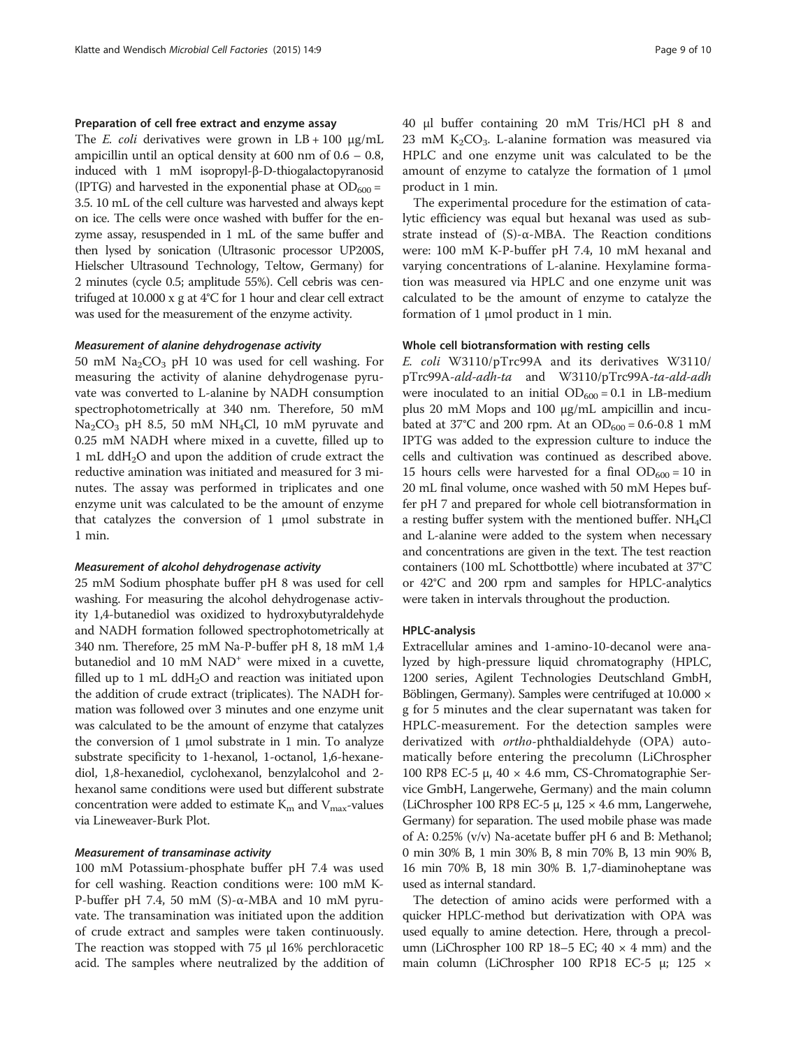#### Preparation of cell free extract and enzyme assay

The *E. coli* derivatives were grown in LB + 100 μg/mL ampicillin until an optical density at 600 nm of 0.6 – 0.8, induced with 1 mM isopropyl-β-D-thiogalactopyranosid (IPTG) and harvested in the exponential phase at $OD_{600}$ = 3.5. 10 mL of the cell culture was harvested and always kept on ice. The cells were once washed with buffer for the enzyme assay, resuspended in 1 mL of the same buffer and then lysed by sonication (Ultrasonic processor UP200S, Hielscher Ultrasound Technology, Teltow, Germany) for 2 minutes (cycle 0.5; amplitude 55%). Cell cebris was centrifuged at 10.000 x g at 4°C for 1 hour and clear cell extract was used for the measurement of the enzyme activity.

##### Measurement of alanine dehydrogenase activity

50 mM $Na_2CO_3$ pH 10 was used for cell washing. For measuring the activity of alanine dehydrogenase pyruvate was converted to L-alanine by NADH consumption spectrophotometrically at 340 nm. Therefore, 50 mM $Na_2CO_3$ pH 8.5, 50 mM $NH_4Cl$, 10 mM pyruvate and 0.25 mM NADH where mixed in a cuvette, filled up to 1 mL $ddH_2O$ and upon the addition of crude extract the reductive amination was initiated and measured for 3 minutes. The assay was performed in triplicates and one enzyme unit was calculated to be the amount of enzyme that catalyzes the conversion of 1 μmol substrate in 1 min.

##### Measurement of alcohol dehydrogenase activity

25 mM Sodium phosphate buffer pH 8 was used for cell washing. For measuring the alcohol dehydrogenase activity 1,4-butanediol was oxidized to hydroxybutyraldehyde and NADH formation followed spectrophotometrically at 340 nm. Therefore, 25 mM Na-P-buffer pH 8, 18 mM 1,4 butanediol and 10 mM $NAD^+$ were mixed in a cuvette, filled up to 1 mL $ddH_2O$ and reaction was initiated upon the addition of crude extract (triplicates). The NADH formation was followed over 3 minutes and one enzyme unit was calculated to be the amount of enzyme that catalyzes the conversion of 1 μmol substrate in 1 min. To analyze substrate specificity to 1-hexanol, 1-octanol, 1,6-hexanediol, 1,8-hexanediol, cyclohexanol, benzylalcohol and 2-hexanol same conditions were used but different substrate concentration were added to estimate $K_m$ and $V_{max}$-values via Lineweaver-Burk Plot.

##### Measurement of transaminase activity

100 mM Potassium-phosphate buffer pH 7.4 was used for cell washing. Reaction conditions were: 100 mM K-P-buffer pH 7.4, 50 mM (S)-α-MBA and 10 mM pyruvate. The transamination was initiated upon the addition of crude extract and samples were taken continuously. The reaction was stopped with 75 μl 16% perchloracetic acid. The samples where neutralized by the addition of 40 μl buffer containing 20 mM Tris/HCl pH 8 and 23 mM $K_2CO_3$. L-alanine formation was measured via HPLC and one enzyme unit was calculated to be the amount of enzyme to catalyze the formation of 1 μmol product in 1 min.

The experimental procedure for the estimation of catalytic efficiency was equal but hexanal was used as substrate instead of (S)-α-MBA. The Reaction conditions were: 100 mM K-P-buffer pH 7.4, 10 mM hexanal and varying concentrations of L-alanine. Hexylamine formation was measured via HPLC and one enzyme unit was calculated to be the amount of enzyme to catalyze the formation of 1 μmol product in 1 min.

#### Whole cell biotransformation with resting cells

*E. coli* W3110/pTrc99A and its derivatives W3110/pTrc99A-*ald-adh-ta* and W3110/pTrc99A-*ta-ald-adh* were inoculated to an initial $OD_{600}$ = 0.1 in LB-medium plus 20 mM Mops and 100 μg/mL ampicillin and incubated at 37°C and 200 rpm. At an $OD_{600}$ = 0.6-0.8 1 mM IPTG was added to the expression culture to induce the cells and cultivation was continued as described above. 15 hours cells were harvested for a final $OD_{600}$ = 10 in 20 mL final volume, once washed with 50 mM Hepes buffer pH 7 and prepared for whole cell biotransformation in a resting buffer system with the mentioned buffer. $NH_4Cl$ and L-alanine were added to the system when necessary and concentrations are given in the text. The test reaction containers (100 mL Schottbottle) where incubated at 37°C or 42°C and 200 rpm and samples for HPLC-analytics were taken in intervals throughout the production.

#### HPLC-analysis

Extracellular amines and 1-amino-10-decanol were analyzed by high-pressure liquid chromatography (HPLC, 1200 series, Agilent Technologies Deutschland GmbH, Böblingen, Germany). Samples were centrifuged at 10.000 × g for 5 minutes and the clear supernatant was taken for HPLC-measurement. For the detection samples were derivatized with *ortho*-phthaldialdehyde (OPA) automatically before entering the precolumn (LiChrospher 100 RP8 EC-5 μ, 40 × 4.6 mm, CS-Chromatographie Service GmbH, Langerwehe, Germany) and the main column (LiChrospher 100 RP8 EC-5 μ, 125 × 4.6 mm, Langerwehe, Germany) for separation. The used mobile phase was made of A: 0.25% (v/v) Na-acetate buffer pH 6 and B: Methanol; 0 min 30% B, 1 min 30% B, 8 min 70% B, 13 min 90% B, 16 min 70% B, 18 min 30% B. 1,7-diaminoheptane was used as internal standard.

The detection of amino acids were performed with a quicker HPLC-method but derivatization with OPA was used equally to amine detection. Here, through a precolumn (LiChrospher 100 RP 18–5 EC; 40 × 4 mm) and the main column (LiChrospher 100 RP18 EC-5 μ; 125 ×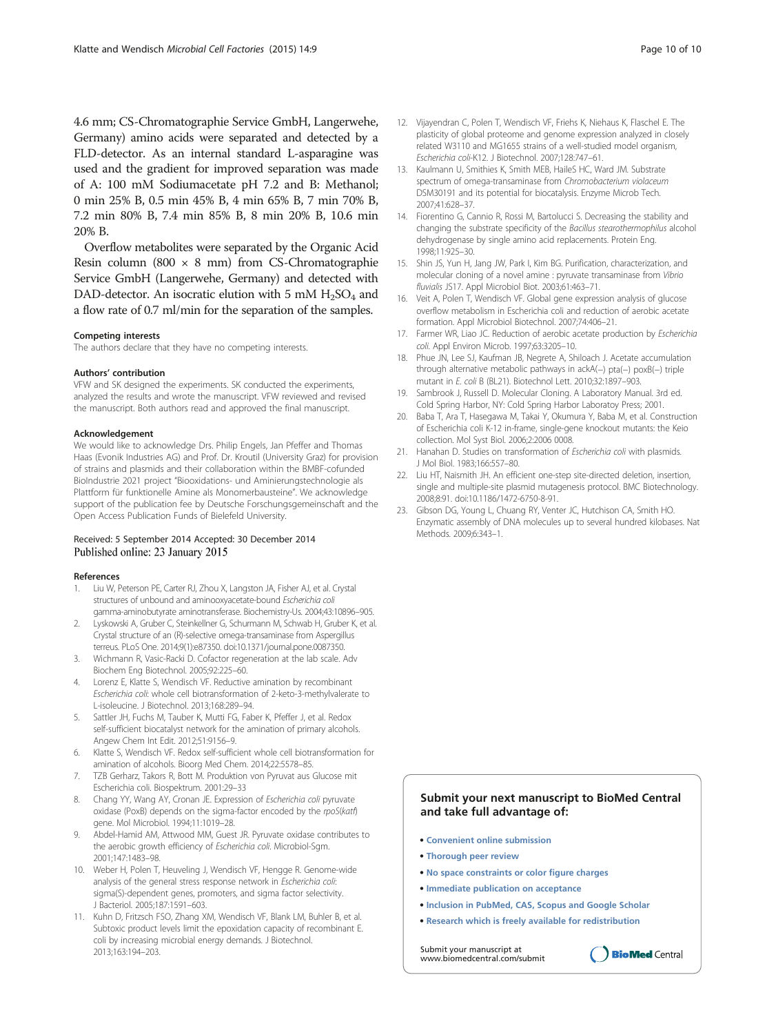4.6 mm; CS-Chromatographie Service GmbH, Langerwehe, Germany) amino acids were separated and detected by a FLD-detector. As an internal standard L-asparagine was used and the gradient for improved separation was made of A: 100 mM Sodiumacetate pH 7.2 and B: Methanol; 0 min 25% B, 0.5 min 45% B, 4 min 65% B, 7 min 70% B, 7.2 min 80% B, 7.4 min 85% B, 8 min 20% B, 10.6 min 20% B.

Overflow metabolites were separated by the Organic Acid Resin column (800 × 8 mm) from CS-Chromatographie Service GmbH (Langerwehe, Germany) and detected with DAD-detector. An isocratic elution with 5 mM $H_2SO_4$ and a flow rate of 0.7 ml/min for the separation of the samples.

#### Competing interests

The authors declare that they have no competing interests.

#### Authors' contribution

VFW and SK designed the experiments. SK conducted the experiments, analyzed the results and wrote the manuscript. VFW reviewed and revised the manuscript. Both authors read and approved the final manuscript.

#### Acknowledgement

We would like to acknowledge Drs. Philip Engels, Jan Pfeffer and Thomas Haas (Evonik Industries AG) and Prof. Dr. Kroutil (University Graz) for provision of strains and plasmids and their collaboration within the BMBF-cofunded BioIndustrie 2021 project "Biooxidations- und Aminierungstechnologie als Plattform für funktionelle Amine als Monomerbausteine". We acknowledge support of the publication fee by Deutsche Forschungsgemeinschaft and the Open Access Publication Funds of Bielefeld University.

Received: 5 September 2014 Accepted: 30 December 2014
Published online: 23 January 2015

#### References

1. Liu W, Peterson PE, Carter RJ, Zhou X, Langston JA, Fisher AJ, et al. Crystal structures of unbound and aminooxyacetate-bound *Escherichia coli* gamma-aminobutyrate aminotransferase. Biochemistry-Us. 2004;43:10896–905.
2. Lyskowski A, Gruber C, Steinkellner G, Schurmann M, Schwab H, Gruber K, et al. Crystal structure of an (R)-selective omega-transaminase from Aspergillus terreus. PLoS One. 2014;9(1):e87350. doi:10.1371/journal.pone.0087350.
3. Wichmann R, Vasic-Racki D. Cofactor regeneration at the lab scale. Adv Biochem Eng Biotechnol. 2005;92:225–60.
4. Lorenz E, Klatte S, Wendisch VF. Reductive amination by recombinant *Escherichia coli*: whole cell biotransformation of 2-keto-3-methylvalerate to L-isoleucine. J Biotechnol. 2013;168:289–94.
5. Sattler JH, Fuchs M, Tauber K, Mutti FG, Faber K, Pfeffer J, et al. Redox self-sufficient biocatalyst network for the amination of primary alcohols. Angew Chem Int Edit. 2012;51:9156–9.
6. Klatte S, Wendisch VF. Redox self-sufficient whole cell biotransformation for amination of alcohols. Bioorg Med Chem. 2014;22:5578–85.
7. TZB Gerharz, Takors R, Bott M. Produktion von Pyruvat aus Glucose mit Escherichia coli. Biospektrum. 2001:29–33
8. Chang YY, Wang AY, Cronan JE. Expression of *Escherichia coli* pyruvate oxidase (PoxB) depends on the sigma-factor encoded by the *rpoS*(*katf*) gene. Mol Microbiol. 1994;11:1019–28.
9. Abdel-Hamid AM, Attwood MM, Guest JR. Pyruvate oxidase contributes to the aerobic growth efficiency of *Escherichia coli*. Microbiol-Sgm. 2001;147:1483–98.
10. Weber H, Polen T, Heuveling J, Wendisch VF, Hengge R. Genome-wide analysis of the general stress response network in *Escherichia coli*: sigma(S)-dependent genes, promoters, and sigma factor selectivity. J Bacteriol. 2005;187:1591–603.
11. Kuhn D, Fritzsch FSO, Zhang XM, Wendisch VF, Blank LM, Buhler B, et al. Subtoxic product levels limit the epoxidation capacity of recombinant E. coli by increasing microbial energy demands. J Biotechnol. 2013;163:194–203.
12. Vijayendran C, Polen T, Wendisch VF, Friehs K, Niehaus K, Flaschel E. The plasticity of global proteome and genome expression analyzed in closely related W3110 and MG1655 strains of a well-studied model organism, *Escherichia coli*-K12. J Biotechnol. 2007;128:747–61.
13. Kaulmann U, Smithies K, Smith MEB, Hailes HC, Ward JM. Substrate spectrum of omega-transaminase from *Chromobacterium violaceum* DSM30191 and its potential for biocatalysis. Enzyme Microb Tech. 2007;41:628–37.
14. Fiorentino G, Cannio R, Rossi M, Bartolucci S. Decreasing the stability and changing the substrate specificity of the *Bacillus stearothermophilus* alcohol dehydrogenase by single amino acid replacements. Protein Eng. 1998;11:925–30.
15. Shin JS, Yun H, Jang JW, Park I, Kim BG. Purification, characterization, and molecular cloning of a novel amine : pyruvate transaminase from *Vibrio fluvialis* JS17. Appl Microbiol Biot. 2003;61:463–71.
16. Veit A, Polen T, Wendisch VF. Global gene expression analysis of glucose overflow metabolism in Escherichia coli and reduction of aerobic acetate formation. Appl Microbiol Biotechnol. 2007;74:406–21.
17. Farmer WR, Liao JC. Reduction of aerobic acetate production by *Escherichia coli*. Appl Environ Microb. 1997;63:3205–10.
18. Phue JN, Lee SJ, Kaufman JB, Negrete A, Shiloach J. Acetate accumulation through alternative metabolic pathways in ackA(−) pta(−) poxB(−) triple mutant in *E. coli* B (BL21). Biotechnol Lett. 2010;32:1897–903.
19. Sambrook J, Russell D. Molecular Cloning. A Laboratory Manual. 3rd ed. Cold Spring Harbor, NY: Cold Spring Harbor Laboratoy Press; 2001.
20. Baba T, Ara T, Hasegawa M, Takai Y, Okumura Y, Baba M, et al. Construction of Escherichia coli K-12 in-frame, single-gene knockout mutants: the Keio collection. Mol Syst Biol. 2006;2:2006 0008.
21. Hanahan D. Studies on transformation of *Escherichia coli* with plasmids. J Mol Biol. 1983;166:557–80.
22. Liu HT, Naismith JH. An efficient one-step site-directed deletion, insertion, single and multiple-site plasmid mutagenesis protocol. BMC Biotechnology. 2008;8:91. doi:10.1186/1472-6750-8-91.
23. Gibson DG, Young L, Chuang RY, Venter JC, Hutchison CA, Smith HO. Enzymatic assembly of DNA molecules up to several hundred kilobases. Nat Methods. 2009;6:343–1.

**Submit your next manuscript to BioMed Central and take full advantage of:**

- **Convenient online submission**
- **Thorough peer review**
- **No space constraints or color figure charges**
- **Immediate publication on acceptance**
- **Inclusion in PubMed, CAS, Scopus and Google Scholar**
- **Research which is freely available for redistribution**

Submit your manuscript at
www.biomedcentral.com/submit

BioMed Central